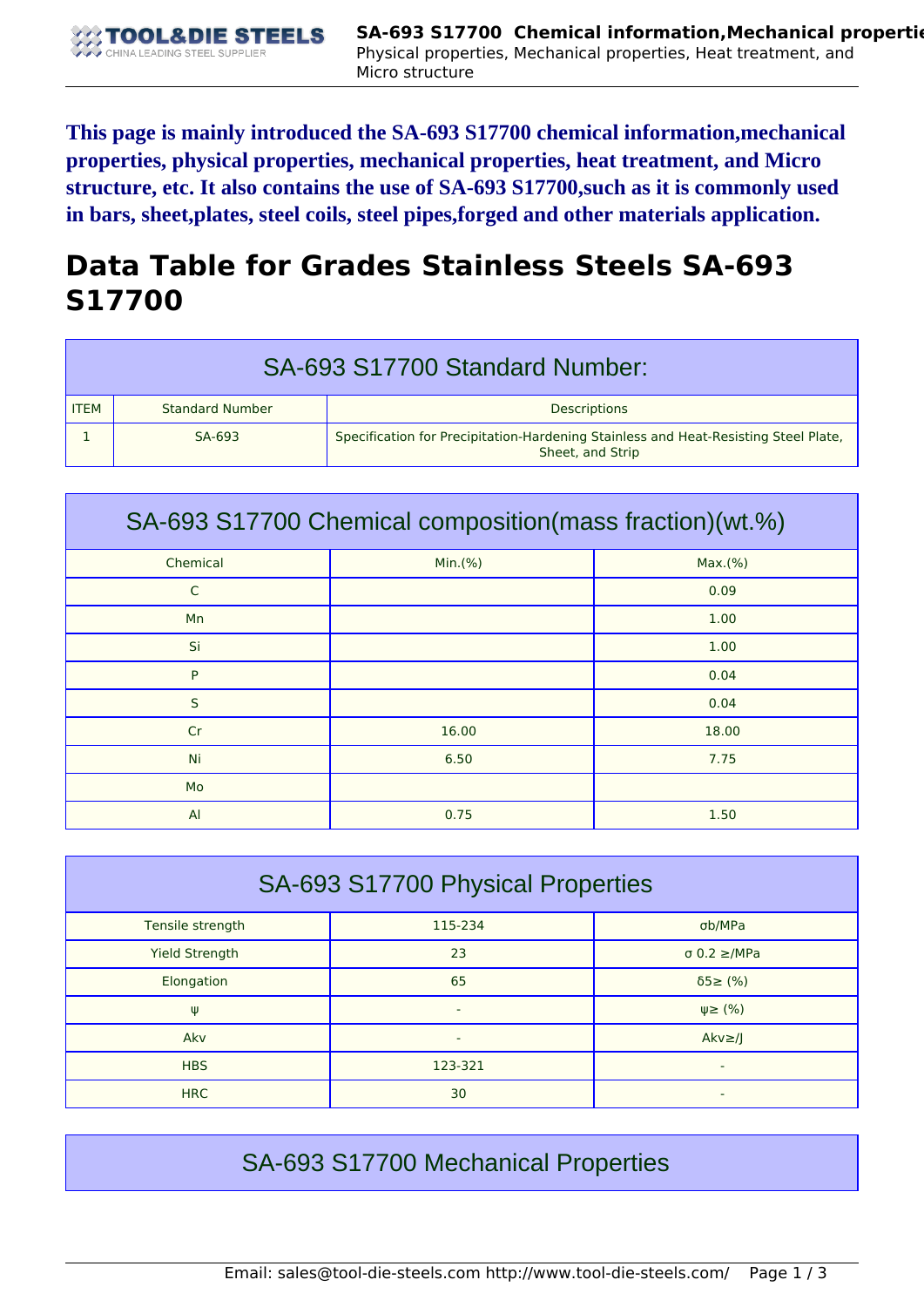**This page is mainly introduced the SA-693 S17700 chemical information,mechanical properties, physical properties, mechanical properties, heat treatment, and Micro structure, etc. It also contains the use of SA-693 S17700,such as it is commonly used in bars, sheet,plates, steel coils, steel pipes,forged and other materials application.**

# Data Table for Grades Stainless Steels SA-693 S17700

## SA-693 S17700 Standard Number:

| ITEM | Standard Number | Descriptions |
|---|---|---|
| 1 | SA-693 | Specification for Precipitation-Hardening Stainless and Heat-Resisting Steel Plate, Sheet, and Strip |

## SA-693 S17700 Chemical composition(mass fraction)(wt.%)

| Chemical | Min.(%) | Max.(%) |
|---|---|---|
| C | | 0.09 |
| Mn | | 1.00 |
| Si | | 1.00 |
| P | | 0.04 |
| S | | 0.04 |
| Cr | 16.00 | 18.00 |
| Ni | 6.50 | 7.75 |
| Mo | | |
| Al | 0.75 | 1.50 |

## SA-693 S17700 Physical Properties

| Tensile strength | 115-234 | σb/MPa |
|---|---|---|
| Yield Strength | 23 | σ 0.2 ≥/MPa |
| Elongation | 65 | δ5≥ (%) |
| ψ | - | ψ≥ (%) |
| Akv | - | Akv≥/J |
| HBS | 123-321 | - |
| HRC | 30 | - |

## SA-693 S17700 Mechanical Properties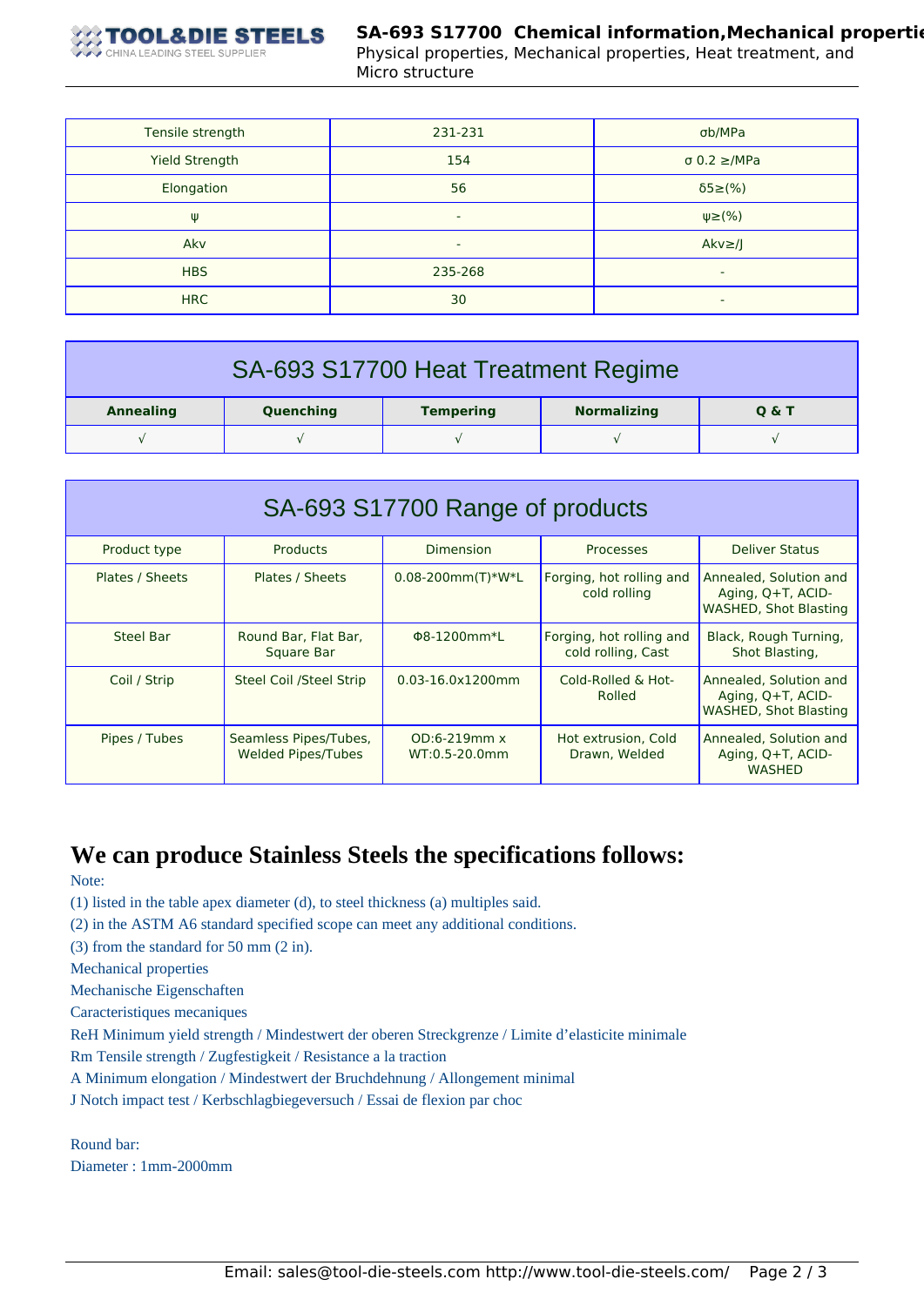| Tensile strength | 231-231 | σb/MPa |
|---|---|---|
| Yield Strength | 154 | σ 0.2 ≥/MPa |
| Elongation | 56 | δ5≥(%) |
| ψ | - | ψ≥(%) |
| Akv | - | Akv≥/J |
| HBS | 235-268 | - |
| HRC | 30 | - |

## SA-693 S17700 Heat Treatment Regime

| Annealing | Quenching | Tempering | Normalizing | Q & T |
|---|---|---|---|---|
| √ | √ | √ | √ | √ |

## SA-693 S17700 Range of products

| Product type | Products | Dimension | Processes | Deliver Status |
|---|---|---|---|---|
| Plates / Sheets | Plates / Sheets | 0.08-200mm(T)*W*L | Forging, hot rolling and cold rolling | Annealed, Solution and Aging, Q+T, ACID-WASHED, Shot Blasting |
| Steel Bar | Round Bar, Flat Bar, Square Bar | Φ8-1200mm*L | Forging, hot rolling and cold rolling, Cast | Black, Rough Turning, Shot Blasting, |
| Coil / Strip | Steel Coil /Steel Strip | 0.03-16.0x1200mm | Cold-Rolled & Hot-Rolled | Annealed, Solution and Aging, Q+T, ACID-WASHED, Shot Blasting |
| Pipes / Tubes | Seamless Pipes/Tubes, Welded Pipes/Tubes | OD:6-219mm x WT:0.5-20.0mm | Hot extrusion, Cold Drawn, Welded | Annealed, Solution and Aging, Q+T, ACID-WASHED |

# We can produce Stainless Steels the specifications follows:

Note:

(1) listed in the table apex diameter (d), to steel thickness (a) multiples said.

(2) in the ASTM A6 standard specified scope can meet any additional conditions.

(3) from the standard for 50 mm (2 in).

Mechanical properties

Mechanische Eigenschaften

Caracteristiques mecaniques

ReH Minimum yield strength / Mindestwert der oberen Streckgrenze / Limite d’elasticite minimale

Rm Tensile strength / Zugfestigkeit / Resistance a la traction

A Minimum elongation / Mindestwert der Bruchdehnung / Allongement minimal

J Notch impact test / Kerbschlagbiegeversuch / Essai de flexion par choc

Round bar:

Diameter : 1mm-2000mm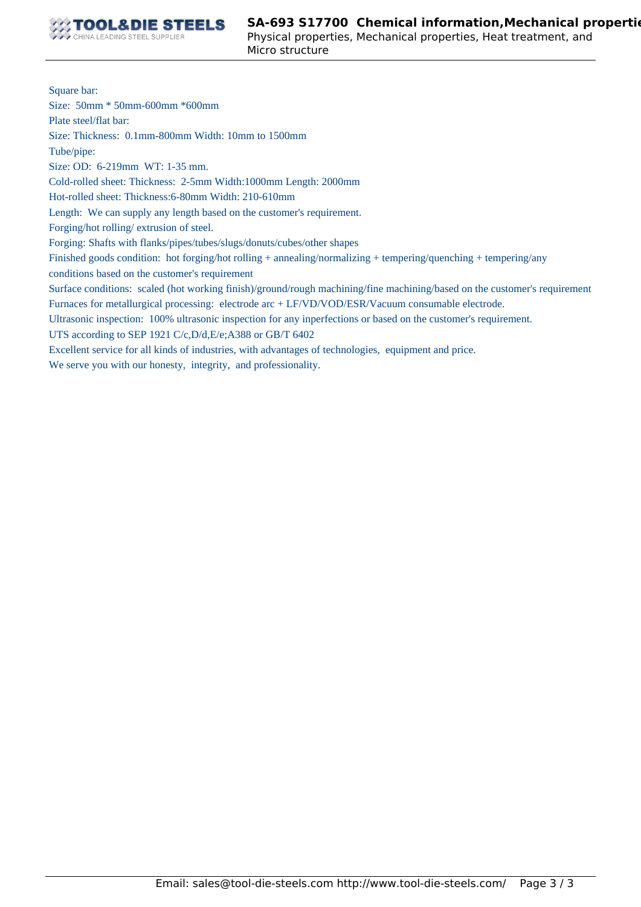Square bar:

Size: 50mm * 50mm-600mm *600mm

Plate steel/flat bar:

Size: Thickness: 0.1mm-800mm Width: 10mm to 1500mm

Tube/pipe:

Size: OD: 6-219mm WT: 1-35 mm.

Cold-rolled sheet: Thickness: 2-5mm Width:1000mm Length: 2000mm

Hot-rolled sheet: Thickness:6-80mm Width: 210-610mm

Length: We can supply any length based on the customer's requirement.

Forging/hot rolling/ extrusion of steel.

Forging: Shafts with flanks/pipes/tubes/slugs/donuts/cubes/other shapes

Finished goods condition: hot forging/hot rolling + annealing/normalizing + tempering/quenching + tempering/any conditions based on the customer's requirement

Surface conditions: scaled (hot working finish)/ground/rough machining/fine machining/based on the customer's requirement

Furnaces for metallurgical processing: electrode arc + LF/VD/VOD/ESR/Vacuum consumable electrode.

Ultrasonic inspection: 100% ultrasonic inspection for any inperfections or based on the customer's requirement.

UTS according to SEP 1921 C/c,D/d,E/e;A388 or GB/T 6402

Excellent service for all kinds of industries, with advantages of technologies, equipment and price.

We serve you with our honesty, integrity, and professionality.